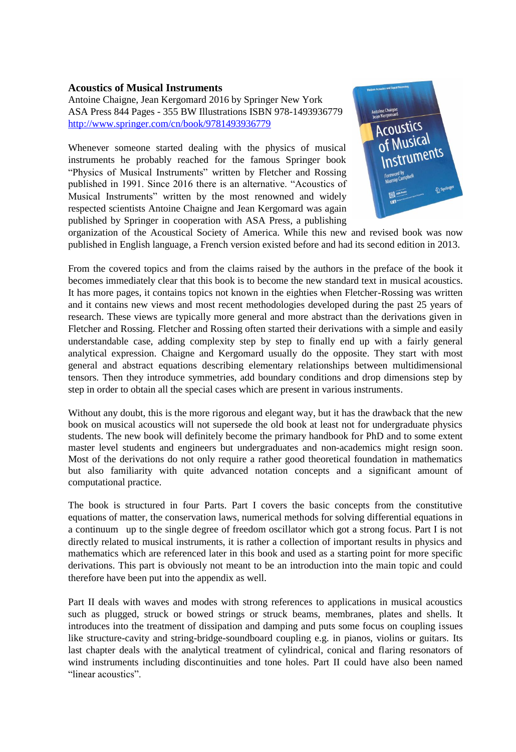**Acoustics of Musical Instruments**

Antoine Chaigne, Jean Kergomard 2016 by Springer New York
ASA Press 844 Pages - 355 BW Illustrations ISBN 978-1493936779
http://www.springer.com/cn/book/9781493936779

Whenever someone started dealing with the physics of musical instruments he probably reached for the famous Springer book "Physics of Musical Instruments" written by Fletcher and Rossing published in 1991. Since 2016 there is an alternative. "Acoustics of Musical Instruments" written by the most renowned and widely respected scientists Antoine Chaigne and Jean Kergomard was again published by Springer in cooperation with ASA Press, a publishing organization of the Acoustical Society of America. While this new and revised book was now published in English language, a French version existed before and had its second edition in 2013.

From the covered topics and from the claims raised by the authors in the preface of the book it becomes immediately clear that this book is to become the new standard text in musical acoustics. It has more pages, it contains topics not known in the eighties when Fletcher-Rossing was written and it contains new views and most recent methodologies developed during the past 25 years of research. These views are typically more general and more abstract than the derivations given in Fletcher and Rossing. Fletcher and Rossing often started their derivations with a simple and easily understandable case, adding complexity step by step to finally end up with a fairly general analytical expression. Chaigne and Kergomard usually do the opposite. They start with most general and abstract equations describing elementary relationships between multidimensional tensors. Then they introduce symmetries, add boundary conditions and drop dimensions step by step in order to obtain all the special cases which are present in various instruments.

Without any doubt, this is the more rigorous and elegant way, but it has the drawback that the new book on musical acoustics will not supersede the old book at least not for undergraduate physics students. The new book will definitely become the primary handbook for PhD and to some extent master level students and engineers but undergraduates and non-academics might resign soon. Most of the derivations do not only require a rather good theoretical foundation in mathematics but also familiarity with quite advanced notation concepts and a significant amount of computational practice.

The book is structured in four Parts. Part I covers the basic concepts from the constitutive equations of matter, the conservation laws, numerical methods for solving differential equations in a continuum up to the single degree of freedom oscillator which got a strong focus. Part I is not directly related to musical instruments, it is rather a collection of important results in physics and mathematics which are referenced later in this book and used as a starting point for more specific derivations. This part is obviously not meant to be an introduction into the main topic and could therefore have been put into the appendix as well.

Part II deals with waves and modes with strong references to applications in musical acoustics such as plugged, struck or bowed strings or struck beams, membranes, plates and shells. It introduces into the treatment of dissipation and damping and puts some focus on coupling issues like structure-cavity and string-bridge-soundboard coupling e.g. in pianos, violins or guitars. Its last chapter deals with the analytical treatment of cylindrical, conical and flaring resonators of wind instruments including discontinuities and tone holes. Part II could have also been named "linear acoustics".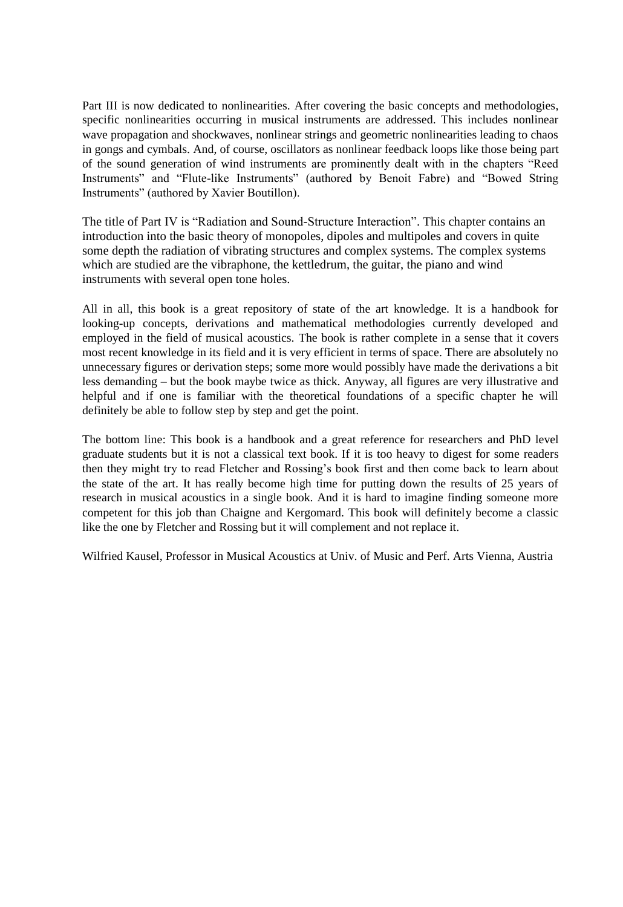Part III is now dedicated to nonlinearities. After covering the basic concepts and methodologies, specific nonlinearities occurring in musical instruments are addressed. This includes nonlinear wave propagation and shockwaves, nonlinear strings and geometric nonlinearities leading to chaos in gongs and cymbals. And, of course, oscillators as nonlinear feedback loops like those being part of the sound generation of wind instruments are prominently dealt with in the chapters "Reed Instruments" and "Flute-like Instruments" (authored by Benoit Fabre) and "Bowed String Instruments" (authored by Xavier Boutillon).

The title of Part IV is "Radiation and Sound-Structure Interaction". This chapter contains an introduction into the basic theory of monopoles, dipoles and multipoles and covers in quite some depth the radiation of vibrating structures and complex systems. The complex systems which are studied are the vibraphone, the kettledrum, the guitar, the piano and wind instruments with several open tone holes.

All in all, this book is a great repository of state of the art knowledge. It is a handbook for looking-up concepts, derivations and mathematical methodologies currently developed and employed in the field of musical acoustics. The book is rather complete in a sense that it covers most recent knowledge in its field and it is very efficient in terms of space. There are absolutely no unnecessary figures or derivation steps; some more would possibly have made the derivations a bit less demanding – but the book maybe twice as thick. Anyway, all figures are very illustrative and helpful and if one is familiar with the theoretical foundations of a specific chapter he will definitely be able to follow step by step and get the point.

The bottom line: This book is a handbook and a great reference for researchers and PhD level graduate students but it is not a classical text book. If it is too heavy to digest for some readers then they might try to read Fletcher and Rossing's book first and then come back to learn about the state of the art. It has really become high time for putting down the results of 25 years of research in musical acoustics in a single book. And it is hard to imagine finding someone more competent for this job than Chaigne and Kergomard. This book will definitely become a classic like the one by Fletcher and Rossing but it will complement and not replace it.

Wilfried Kausel, Professor in Musical Acoustics at Univ. of Music and Perf. Arts Vienna, Austria